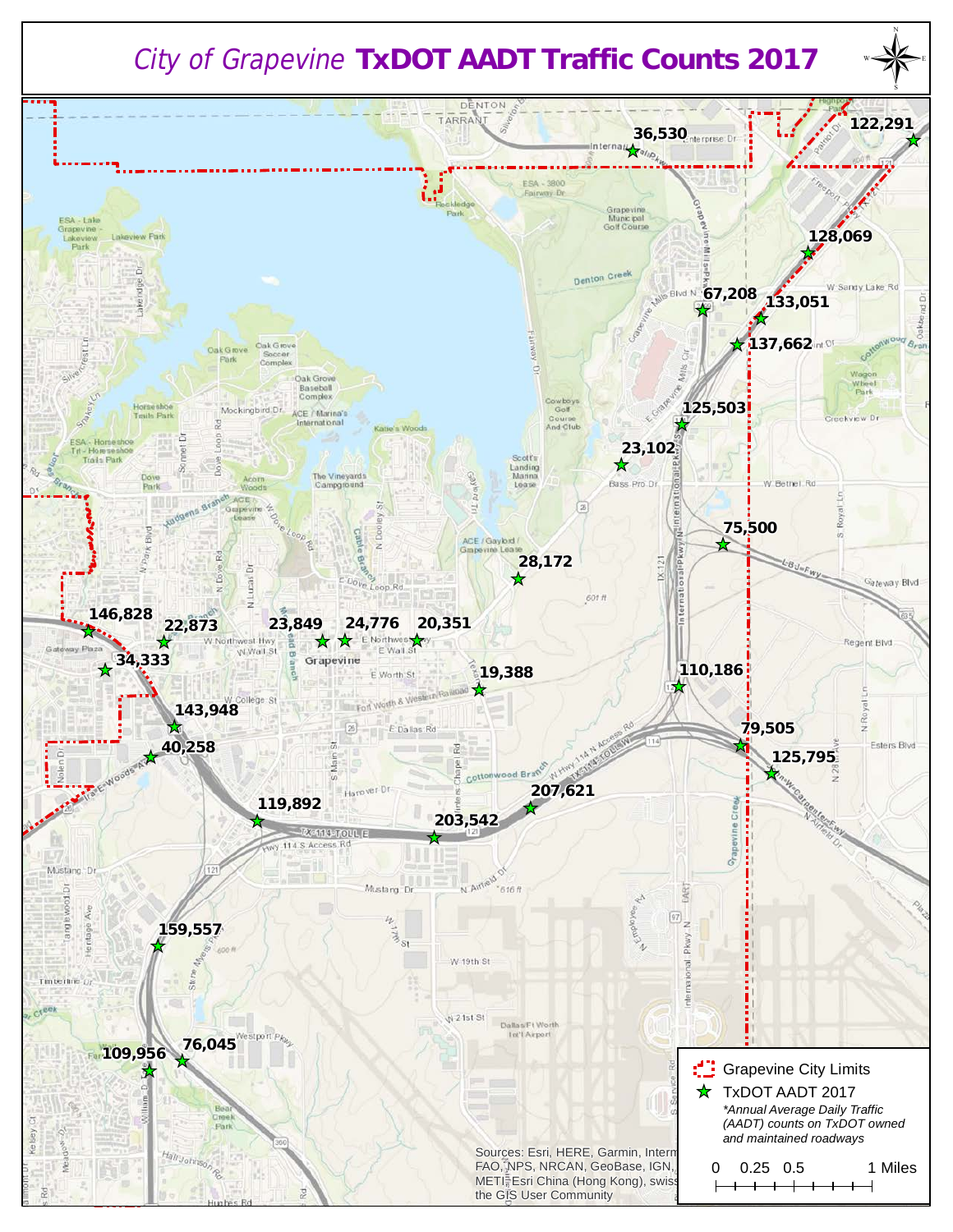# *City of Grapevine* **TxDOT AADT Traffic Counts 2017**

36,530

122,291

128,069

67,208

133,051

137,662

125,503

23,102

75,500

28,172

146,828

22,873

23,849

24,776

20,351

34,333

19,388

110,186

143,948

79,505

40,258

125,795

207,621

119,892

203,542

159,557

76,045

109,956

Grapevine City Limits

TxDOT AADT 2017

*\*Annual Average Daily Traffic (AADT) counts on TxDOT owned and maintained roadways*

0 0.25 0.5 1 Miles

Sources: Esri, HERE, Garmin, Intermap, FAO, NPS, NRCAN, GeoBase, IGN, METI, Esri China (Hong Kong), swisstopo, the GIS User Community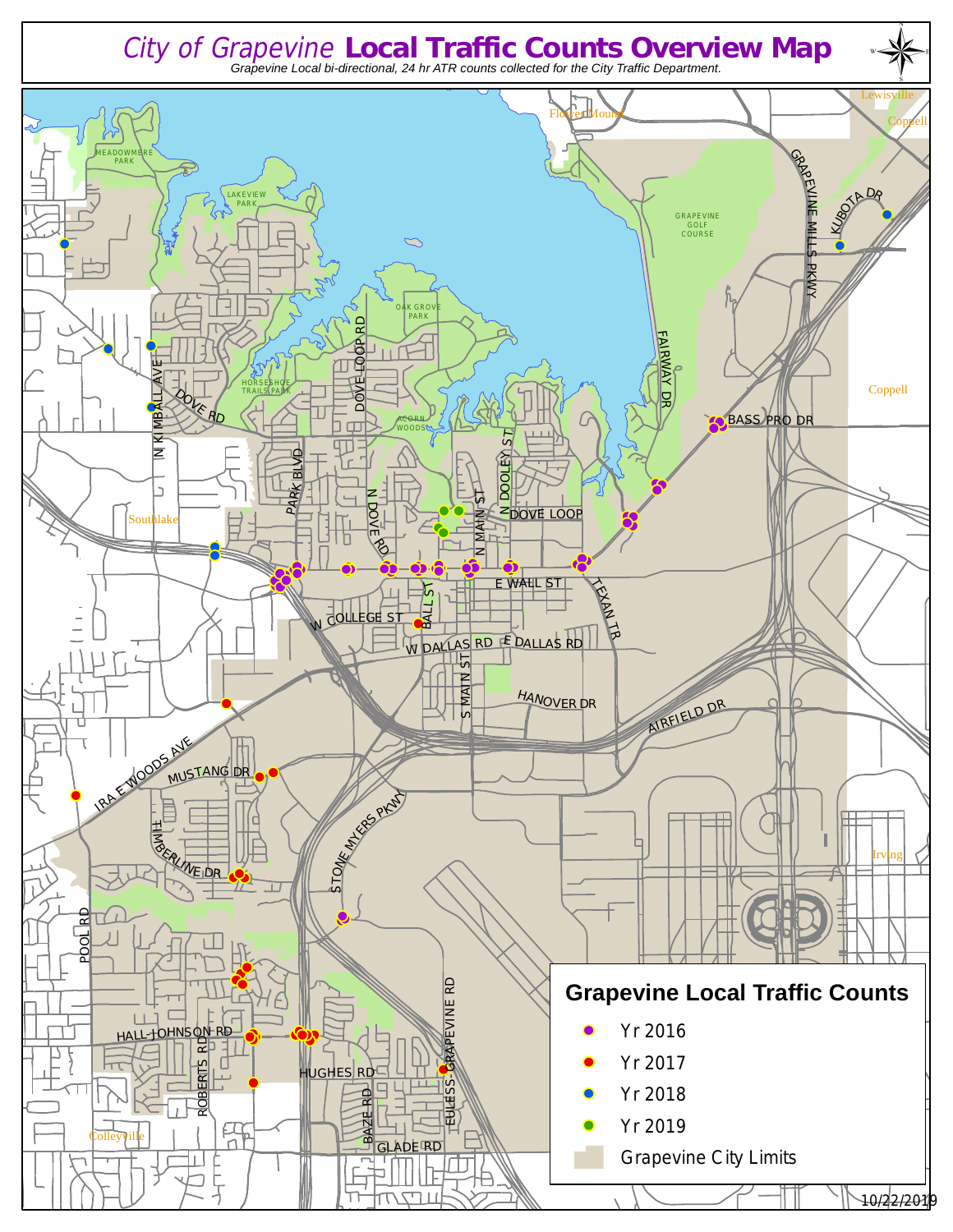# *City of Grapevine* **Local Traffic Counts Overview Map**

*Grapevine Local bi-directional, 24 hr ATR counts collected for the City Traffic Department.*

## Grapevine Local Traffic Counts

- Yr 2016
- Yr 2017
- Yr 2018
- Yr 2019
- Grapevine City Limits

10/22/2019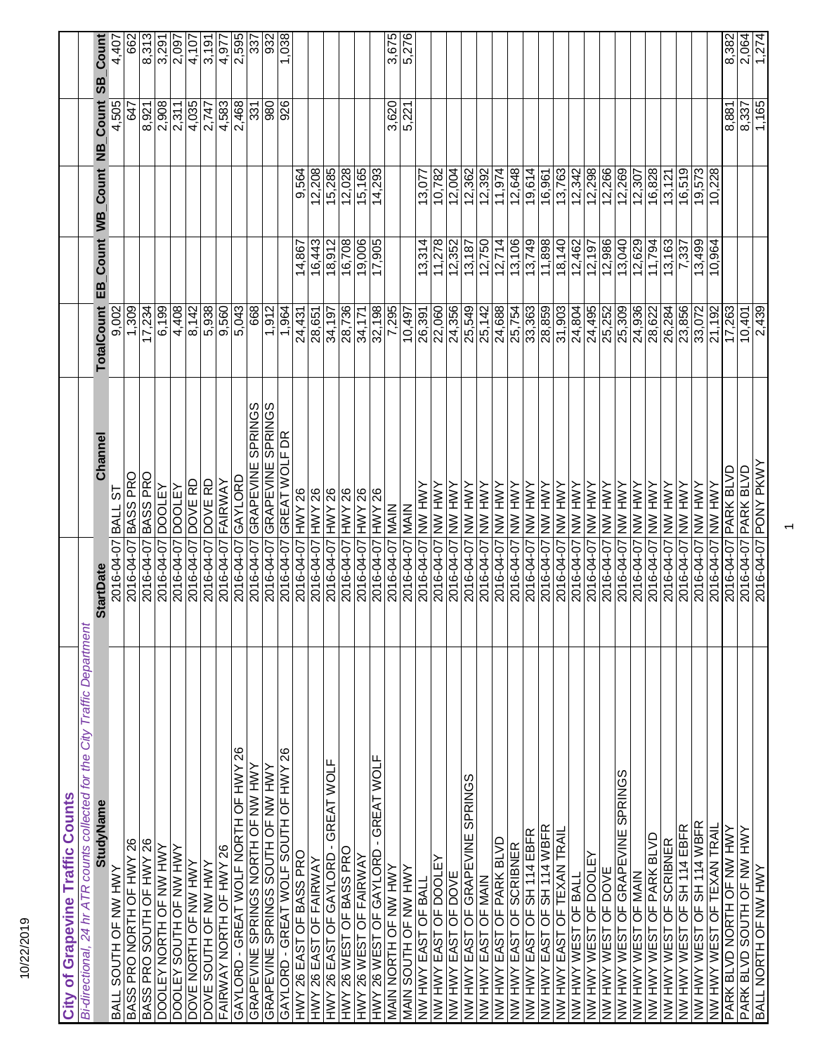# City of Grapevine Traffic Counts

*Bi-directional, 24 hr ATR counts collected for the City Traffic Department*

| StudyName | StartDate | Channel | TotalCount | EB_Count | WB_Count | NB_Count | SB_Count |
|---|---|---|---|---|---|---|---|
| BALL SOUTH OF NW HWY | 2016-04-07 | BALL ST | 9,002 | | | 4,505 | 4,407 |
| BASS PRO NORTH OF HWY 26 | 2016-04-07 | BASS PRO | 1,309 | | | 647 | 662 |
| BASS PRO SOUTH OF HWY 26 | 2016-04-07 | BASS PRO | 17,234 | | | 8,921 | 8,313 |
| DOOLEY NORTH OF NW HWY | 2016-04-07 | DOOLEY | 6,199 | | | 2,908 | 3,291 |
| DOOLEY SOUTH OF NW HWY | 2016-04-07 | DOOLEY | 4,408 | | | 2,311 | 2,097 |
| DOVE NORTH OF NW HWY | 2016-04-07 | DOVE RD | 8,142 | | | 4,035 | 4,107 |
| DOVE SOUTH OF NW HWY | 2016-04-07 | DOVE RD | 5,938 | | | 2,747 | 3,191 |
| FAIRWAY NORTH OF HWY 26 | 2016-04-07 | FAIRWAY | 9,560 | | | 4,583 | 4,977 |
| GAYLORD - GREAT WOLF NORTH OF HWY 26 | 2016-04-07 | GAYLORD | 5,043 | | | 2,468 | 2,595 |
| GRAPEVINE SPRINGS NORTH OF NW HWY | 2016-04-07 | GRAPEVINE SPRINGS | 668 | | | 331 | 337 |
| GRAPEVINE SPRINGS SOUTH OF NW HWY | 2016-04-07 | GRAPEVINE SPRINGS | 1,912 | | | 980 | 932 |
| GAYLORD - GREAT WOLF SOUTH OF HWY 26 | 2016-04-07 | GREAT WOLF DR | 1,964 | | | 926 | 1,038 |
| HWY 26 EAST OF BASS PRO | 2016-04-07 | HWY 26 | 24,431 | 14,867 | 9,564 | | |
| HWY 26 EAST OF FAIRWAY | 2016-04-07 | HWY 26 | 28,651 | 16,443 | 12,208 | | |
| HWY 26 EAST OF GAYLORD - GREAT WOLF | 2016-04-07 | HWY 26 | 34,197 | 18,912 | 15,285 | | |
| HWY 26 WEST OF BASS PRO | 2016-04-07 | HWY 26 | 28,736 | 16,708 | 12,028 | | |
| HWY 26 WEST OF FAIRWAY | 2016-04-07 | HWY 26 | 34,171 | 19,006 | 15,165 | | |
| HWY 26 WEST OF GAYLORD - GREAT WOLF | 2016-04-07 | HWY 26 | 32,198 | 17,905 | 14,293 | | |
| MAIN NORTH OF NW HWY | 2016-04-07 | MAIN | 7,295 | | | 3,620 | 3,675 |
| MAIN SOUTH OF NW HWY | 2016-04-07 | MAIN | 10,497 | | | 5,221 | 5,276 |
| NW HWY EAST OF BALL | 2016-04-07 | NW HWY | 26,391 | 13,314 | 13,077 | | |
| NW HWY EAST OF DOOLEY | 2016-04-07 | NW HWY | 22,060 | 11,278 | 10,782 | | |
| NW HWY EAST OF DOVE | 2016-04-07 | NW HWY | 24,356 | 12,352 | 12,004 | | |
| NW HWY EAST OF GRAPEVINE SPRINGS | 2016-04-07 | NW HWY | 25,549 | 13,187 | 12,362 | | |
| NW HWY EAST OF MAIN | 2016-04-07 | NW HWY | 25,142 | 12,750 | 12,392 | | |
| NW HWY EAST OF PARK BLVD | 2016-04-07 | NW HWY | 24,688 | 12,714 | 11,974 | | |
| NW HWY EAST OF SCRIBNER | 2016-04-07 | NW HWY | 25,754 | 13,106 | 12,648 | | |
| NW HWY EAST OF SH 114 EBFR | 2016-04-07 | NW HWY | 33,363 | 13,749 | 19,614 | | |
| NW HWY EAST OF SH 114 WBFR | 2016-04-07 | NW HWY | 28,859 | 11,898 | 16,961 | | |
| NW HWY EAST OF TEXAN TRAIL | 2016-04-07 | NW HWY | 31,903 | 18,140 | 13,763 | | |
| NW HWY WEST OF BALL | 2016-04-07 | NW HWY | 24,804 | 12,462 | 12,342 | | |
| NW HWY WEST OF DOOLEY | 2016-04-07 | NW HWY | 24,495 | 12,197 | 12,298 | | |
| NW HWY WEST OF DOVE | 2016-04-07 | NW HWY | 25,252 | 12,986 | 12,266 | | |
| NW HWY WEST OF GRAPEVINE SPRINGS | 2016-04-07 | NW HWY | 25,309 | 13,040 | 12,269 | | |
| NW HWY WEST OF MAIN | 2016-04-07 | NW HWY | 24,936 | 12,629 | 12,307 | | |
| NW HWY WEST OF PARK BLVD | 2016-04-07 | NW HWY | 28,622 | 11,794 | 16,828 | | |
| NW HWY WEST OF SCRIBNER | 2016-04-07 | NW HWY | 26,284 | 13,163 | 13,121 | | |
| NW HWY WEST OF SH 114 EBFR | 2016-04-07 | NW HWY | 23,856 | 7,337 | 16,519 | | |
| NW HWY WEST OF SH 114 WBFR | 2016-04-07 | NW HWY | 33,072 | 13,499 | 19,573 | | |
| NW HWY WEST OF TEXAN TRAIL | 2016-04-07 | NW HWY | 21,192 | 10,964 | 10,228 | | |
| PARK BLVD NORTH OF NW HWY | 2016-04-07 | PARK BLVD | 17,263 | | | 8,881 | 8,382 |
| PARK BLVD SOUTH OF NW HWY | 2016-04-07 | PARK BLVD | 10,401 | | | 8,337 | 2,064 |
| BALL NORTH OF NW HWY | 2016-04-07 | PONY PKWY | 2,439 | | | 1,165 | 1,274 |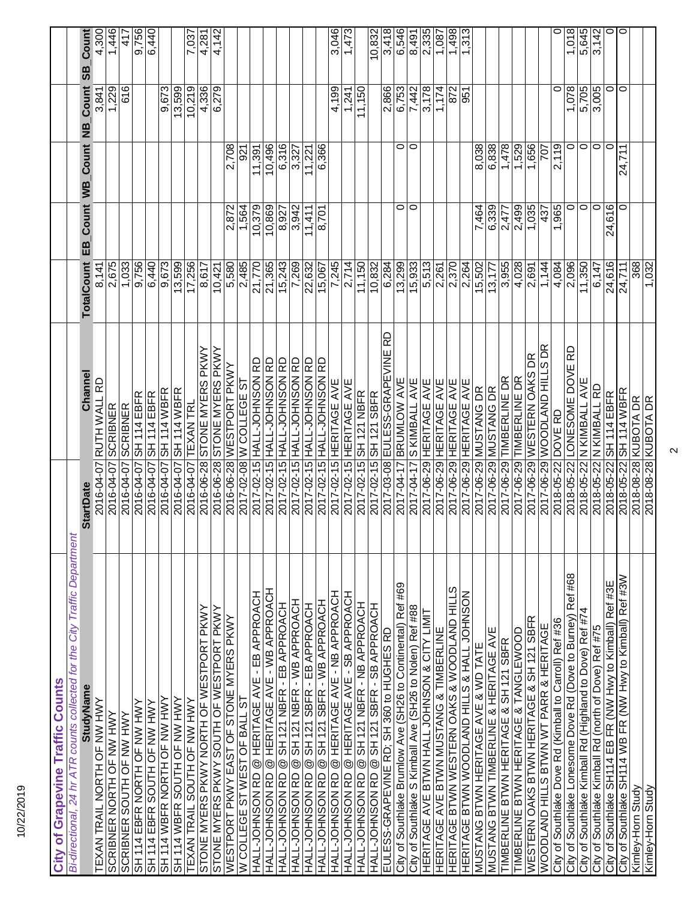# City of Grapevine Traffic Counts

*Bi-directional, 24 hr ATR counts collected for the City Traffic Department*

| StudyName | StartDate | Channel | TotalCount | EB_Count | WB_Count | NB_Count | SB_Count |
|---|---|---|---|---|---|---|---|
| TEXAN TRAIL NORTH OF NW HWY | 2016-04-07 | RUTH WALL RD | 8,141 | | | 3,841 | 4,300 |
| SCRIBNER NORTH OF NW HWY | 2016-04-07 | SCRIBNER | 2,675 | | | 1,229 | 1,446 |
| SCRIBNER SOUTH OF NW HWY | 2016-04-07 | SCRIBNER | 1,033 | | | 616 | 417 |
| SH 114 EBFR NORTH OF NW HWY | 2016-04-07 | SH 114 EBFR | 9,756 | | | | 9,756 |
| SH 114 EBFR SOUTH OF NW HWY | 2016-04-07 | SH 114 EBFR | 6,440 | | | | 6,440 |
| SH 114 WBFR NORTH OF NW HWY | 2016-04-07 | SH 114 WBFR | 9,673 | | | 9,673 | |
| SH 114 WBFR SOUTH OF NW HWY | 2016-04-07 | SH 114 WBFR | 13,599 | | | 13,599 | |
| TEXAN TRAIL SOUTH OF NW HWY | 2016-04-07 | TEXAN TRL | 17,256 | | | 10,219 | 7,037 |
| STONE MYERS PKWY NORTH OF WESTPORT PKWY | 2016-06-28 | STONE MYERS PKWY | 8,617 | | | 4,336 | 4,281 |
| STONE MYERS PKWY SOUTH OF WESTPORT PKWY | 2016-06-28 | STONE MYERS PKWY | 10,421 | | | 6,279 | 4,142 |
| WESTPORT PKWY EAST OF STONE MYERS PKWY | 2016-06-28 | WESTPORT PKWY | 5,580 | 2,872 | 2,708 | | |
| W COLLEGE ST WEST OF BALL ST | 2017-02-08 | W COLLEGE ST | 2,485 | 1,564 | 921 | | |
| HALL-JOHNSON RD @ HERITAGE AVE - EB APPROACH | 2017-02-15 | HALL-JOHNSON RD | 21,770 | 10,379 | 11,391 | | |
| HALL-JOHNSON RD @ HERITAGE AVE - WB APPROACH | 2017-02-15 | HALL-JOHNSON RD | 21,365 | 10,869 | 10,496 | | |
| HALL-JOHNSON RD @ SH 121 NBFR - EB APPROACH | 2017-02-15 | HALL-JOHNSON RD | 15,243 | 8,927 | 6,316 | | |
| HALL-JOHNSON RD @ SH 121 NBFR - WB APPROACH | 2017-02-15 | HALL-JOHNSON RD | 7,269 | 3,942 | 3,327 | | |
| HALL-JOHNSON RD @ SH 121 SBFR - EB APPROACH | 2017-02-15 | HALL-JOHNSON RD | 22,632 | 11,411 | 11,221 | | |
| HALL-JOHNSON RD @ SH 121 SBFR - WB APPROACH | 2017-02-15 | HALL-JOHNSON RD | 15,067 | 8,701 | 6,366 | | |
| HALL-JOHNSON RD @ HERITAGE AVE - NB APPROACH | 2017-02-15 | HERITAGE AVE | 7,245 | | | 4,199 | 3,046 |
| HALL-JOHNSON RD @ HERITAGE AVE - SB APPROACH | 2017-02-15 | HERITAGE AVE | 2,714 | | | 1,241 | 1,473 |
| HALL-JOHNSON RD @ SH 121 NBFR - NB APPROACH | 2017-02-15 | SH 121 NBFR | 11,150 | | | 11,150 | |
| HALL-JOHNSON RD @ SH 121 SBFR - SB APPROACH | 2017-02-15 | SH 121 SBFR | 10,832 | | | | 10,832 |
| EULESS-GRAPEVINE RD; SH 360 to HUGHES RD | 2017-03-08 | EULESS-GRAPEVINE RD | 6,284 | | | 2,866 | 3,418 |
| City of Southlake Brumlow Ave (SH26 to Continental) Ref #69 | 2017-04-17 | BRUMLOW AVE | 13,299 | 0 | 0 | 6,753 | 6,546 |
| City of Southlake S Kimball Ave (SH26 to Nolen) Ref #88 | 2017-04-17 | S KIMBALL AVE | 15,933 | 0 | 0 | 7,442 | 8,491 |
| HERITAGE AVE BTWN HALL JOHNSON & CITY LIMIT | 2017-06-29 | HERITAGE AVE | 5,513 | | | 3,178 | 2,335 |
| HERITAGE AVE BTWN MUSTANG & TIMBERLINE | 2017-06-29 | HERITAGE AVE | 2,261 | | | 1,174 | 1,087 |
| HERITAGE BTWN WESTERN OAKS & WOODLAND HILLS | 2017-06-29 | HERITAGE AVE | 2,370 | | | 872 | 1,498 |
| HERITAGE BTWN WOODLAND HILLS & HALL JOHNSON | 2017-06-29 | HERITAGE AVE | 2,264 | | | 951 | 1,313 |
| MUSTANG BTWN HERITAGE AVE & WD TATE | 2017-06-29 | MUSTANG DR | 15,502 | 7,464 | 8,038 | | |
| MUSTANG BTWN TIMBERLINE & HERITAGE AVE | 2017-06-29 | MUSTANG DR | 13,177 | 6,339 | 6,838 | | |
| TIMBERLINE BTWN HERITAGE & SH 121 SBFR | 2017-06-29 | TIMBERLINE DR | 3,955 | 2,477 | 1,478 | | |
| TIMBERLINE BTWN HERITAGE & TANGLEWOOD | 2017-06-29 | TIMBERLINE DR | 4,028 | 2,499 | 1,529 | | |
| WESTERN OAKS BTWN HERITAGE & SH 121 SBFR | 2017-06-29 | WESTERN OAKS DR | 2,691 | 1,035 | 1,656 | | |
| WOODLAND HILLS BTWN WT PARR & HERITAGE | 2017-06-29 | WOODLAND HILLS DR | 1,144 | 437 | 707 | | |
| City of Southlake Dove Rd (Kimball to Carroll) Ref #36 | 2018-05-22 | DOVE RD | 4,084 | 1,965 | 2,119 | 0 | 0 |
| City of Southlake Lonesome Dove Rd (Dove to Burney) Ref #68 | 2018-05-22 | LONESOME DOVE RD | 2,096 | 0 | 0 | 1,078 | 1,018 |
| City of Southlake Kimball Rd (Highland to Dove) Ref #74 | 2018-05-22 | N KIMBALL AVE | 11,350 | 0 | 0 | 5,705 | 5,645 |
| City of Southlake Kimball Rd (north of Dove) Ref #75 | 2018-05-22 | N KIMBALL RD | 6,147 | 0 | 0 | 3,005 | 3,142 |
| City of Southlake SH114 EB FR (NW Hwy to Kimball) Ref #3E | 2018-05-22 | SH 114 EBFR | 24,616 | 24,616 | 0 | 0 | 0 |
| City of Southlake SH114 WB FR (NW Hwy to Kimball) Ref #3W | 2018-05-22 | SH 114 WBFR | 24,711 | 0 | 24,711 | 0 | 0 |
| Kimley-Horn Study | 2018-08-28 | KUBOTA DR | 368 | | | | |
| Kimley-Horn Study | 2018-08-28 | KUBOTA DR | 1,032 | | | | |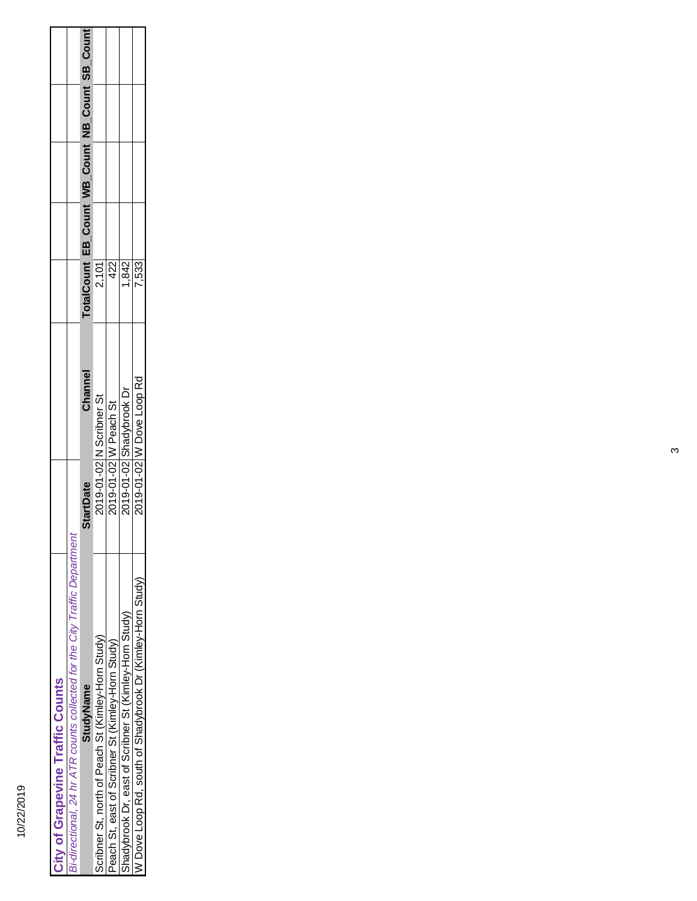## City of Grapevine Traffic Counts

*Bi-directional, 24 hr ATR counts collected for the City Traffic Department*

| StudyName | StartDate | Channel | TotalCount | EB_Count | WB_Count | NB_Count | SB_Count |
|---|---|---|---|---|---|---|---|
| Scribner St, north of Peach St (Kimley-Horn Study) | 2019-01-02 | N Scribner St | 2,101 | | | | |
| Peach St, east of Scribner St (Kimley-Horn Study) | 2019-01-02 | W Peach St | 422 | | | | |
| Shadybrook Dr, east of Scribner St (Kimley-Horn Study) | 2019-01-02 | Shadybrook Dr | 1,842 | | | | |
| W Dove Loop Rd, south of Shadybrook Dr (Kimley-Horn Study) | 2019-01-02 | W Dove Loop Rd | 7,533 | | | | |